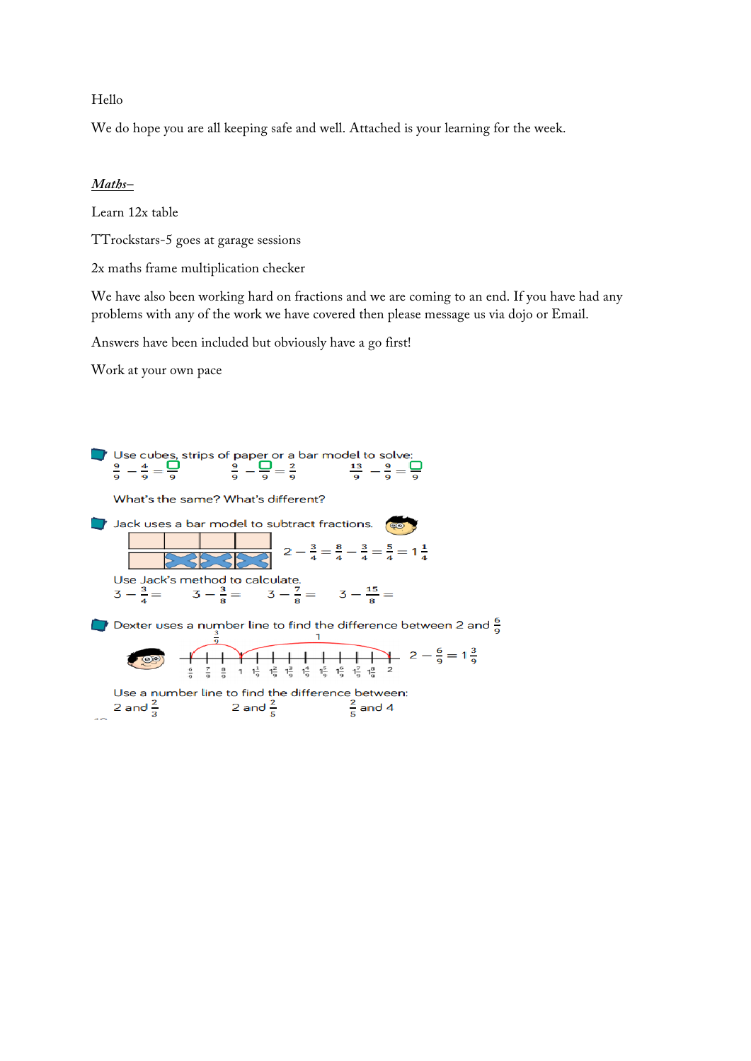Hello

We do hope you are all keeping safe and well. Attached is your learning for the week.

***Maths–***

Learn 12x table

TTrockstars-5 goes at garage sessions

2x maths frame multiplication checker

We have also been working hard on fractions and we are coming to an end. If you have had any problems with any of the work we have covered then please message us via dojo or Email.

Answers have been included but obviously have a go first!

Work at your own pace

Use cubes, strips of paper or a bar model to solve:

$\frac{9}{9} - \frac{4}{9} = \frac{\square}{9}$ $\qquad$ $\frac{9}{9} - \frac{\square}{9} = \frac{2}{9}$ $\qquad$ $\frac{13}{9} - \frac{9}{9} = \frac{\square}{9}$

What's the same? What's different?

Jack uses a bar model to subtract fractions.

$2 - \frac{3}{4} = \frac{8}{4} - \frac{3}{4} = \frac{5}{4} = 1\frac{1}{4}$

Use Jack's method to calculate.

$3 - \frac{3}{4} =$ $\qquad$ $3 - \frac{3}{8} =$ $\qquad$ $3 - \frac{7}{8} =$ $\qquad$ $3 - \frac{15}{8} =$

Dexter uses a number line to find the difference between 2 and $\frac{6}{9}$

$2 - \frac{6}{9} = 1\frac{3}{9}$

Use a number line to find the difference between:

2 and $\frac{2}{3}$ $\qquad$ 2 and $\frac{2}{5}$ $\qquad$ $\frac{2}{5}$ and 4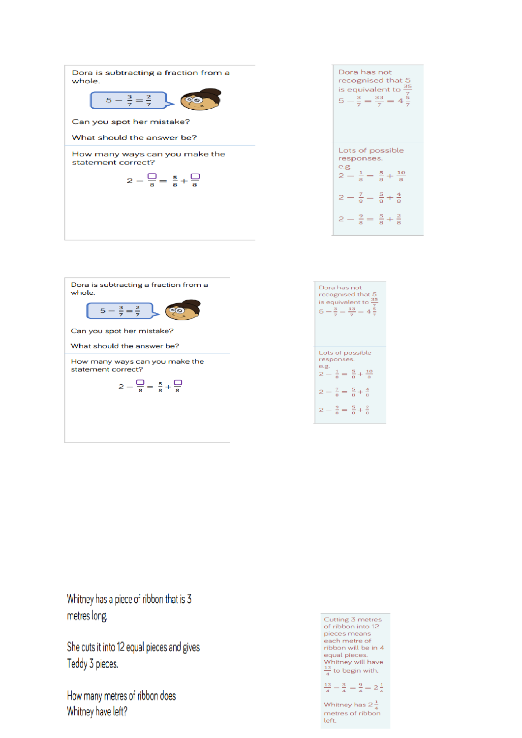Dora is subtracting a fraction from a whole.

$5 - \frac{3}{7} = \frac{2}{7}$

Can you spot her mistake?

What should the answer be?

How many ways can you make the statement correct?

$2 - \frac{\square}{8} = \frac{5}{8} + \frac{\square}{8}$

Dora has not recognised that 5 is equivalent to $\frac{35}{7}$

$5 - \frac{3}{7} = \frac{33}{7} = 4\frac{5}{7}$

Lots of possible responses.

e.g.

$2 - \frac{1}{8} = \frac{5}{8} + \frac{10}{8}$

$2 - \frac{7}{8} = \frac{5}{8} + \frac{4}{8}$

$2 - \frac{9}{8} = \frac{5}{8} + \frac{2}{8}$

Dora is subtracting a fraction from a whole.

$5 - \frac{3}{7} = \frac{2}{7}$

Can you spot her mistake?

What should the answer be?

How many ways can you make the statement correct?

$2 - \frac{\square}{8} = \frac{5}{8} + \frac{\square}{8}$

Dora has not recognised that 5 is equivalent to $\frac{35}{7}$

$5 - \frac{3}{7} = \frac{33}{7} = 4\frac{5}{7}$

Lots of possible responses.

e.g.

$2 - \frac{1}{8} = \frac{5}{8} + \frac{10}{8}$

$2 - \frac{7}{8} = \frac{5}{8} + \frac{4}{8}$

$2 - \frac{9}{8} = \frac{5}{8} + \frac{2}{8}$

Whitney has a piece of ribbon that is 3 metres long.

She cuts it into 12 equal pieces and gives Teddy 3 pieces.

How many metres of ribbon does Whitney have left?

Cutting 3 metres of ribbon into 12 pieces means each metre of ribbon will be in 4 equal pieces.

Whitney will have $\frac{12}{4}$ to begin with.

$\frac{12}{4} - \frac{3}{4} = \frac{9}{4} = 2\frac{1}{4}$

Whitney has $2\frac{1}{4}$ metres of ribbon left.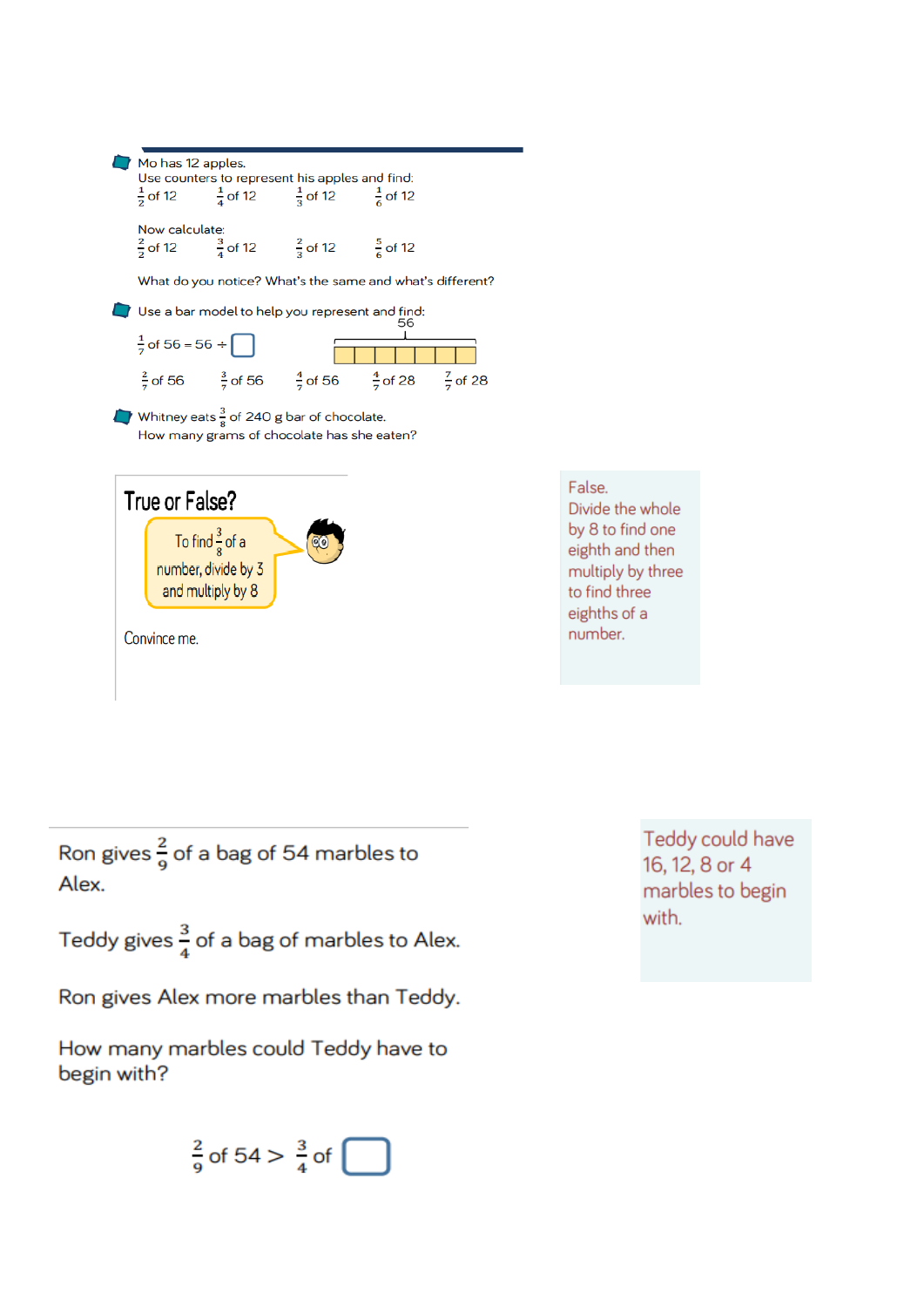Mo has 12 apples.
Use counters to represent his apples and find:

$\frac{1}{2}$ of 12 $\frac{1}{4}$ of 12 $\frac{1}{3}$ of 12 $\frac{1}{6}$ of 12

Now calculate:

$\frac{2}{2}$ of 12 $\frac{3}{4}$ of 12 $\frac{2}{3}$ of 12 $\frac{5}{6}$ of 12

What do you notice? What's the same and what's different?

Use a bar model to help you represent and find:

$\frac{1}{7}$ of 56 = 56 ÷ ☐

56

$\frac{2}{7}$ of 56 $\frac{3}{7}$ of 56 $\frac{4}{7}$ of 56 $\frac{4}{7}$ of 28 $\frac{7}{7}$ of 28

Whitney eats $\frac{3}{8}$ of 240 g bar of chocolate.
How many grams of chocolate has she eaten?

## True or False?

To find $\frac{3}{8}$ of a number, divide by 3 and multiply by 8

Convince me.

False.
Divide the whole by 8 to find one eighth and then multiply by three to find three eighths of a number.

Ron gives $\frac{2}{9}$ of a bag of 54 marbles to Alex.

Teddy gives $\frac{3}{4}$ of a bag of marbles to Alex.

Ron gives Alex more marbles than Teddy.

How many marbles could Teddy have to begin with?

$\frac{2}{9}$ of 54 > $\frac{3}{4}$ of ☐

Teddy could have 16, 12, 8 or 4 marbles to begin with.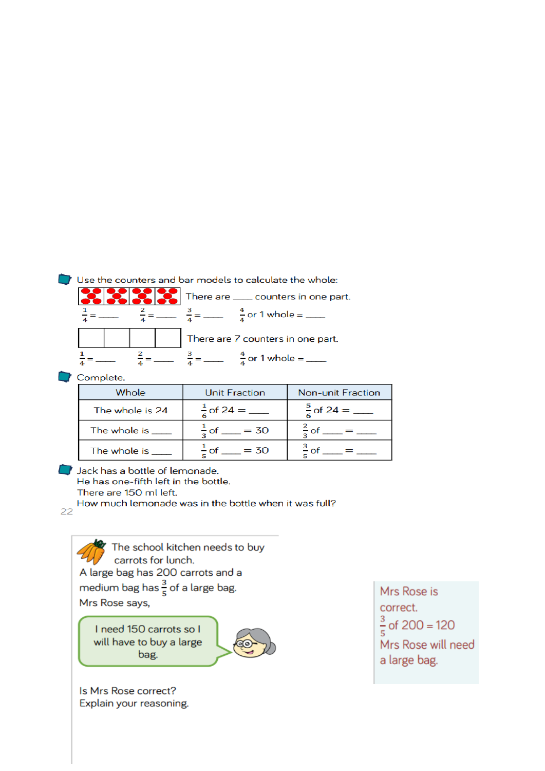Use the counters and bar models to calculate the whole:

There are ____ counters in one part.

$\frac{1}{4}$ = ____ $\frac{2}{4}$ = ____ $\frac{3}{4}$ = ____ $\frac{4}{4}$ or 1 whole = ____

There are 7 counters in one part.

$\frac{1}{4}$ = ____ $\frac{2}{4}$ = ____ $\frac{3}{4}$ = ____ $\frac{4}{4}$ or 1 whole = ____

Complete.

| Whole | Unit Fraction | Non-unit Fraction |
|---|---|---|
| The whole is 24 | $\frac{1}{6}$ of 24 = ____ | $\frac{5}{6}$ of 24 = ____ |
| The whole is ____ | $\frac{1}{3}$ of ____ = 30 | $\frac{2}{3}$ of ____ = ____ |
| The whole is ____ | $\frac{1}{5}$ of ____ = 30 | $\frac{3}{5}$ of ____ = ____ |

Jack has a bottle of lemonade.
He has one-fifth left in the bottle.
There are 150 ml left.
How much lemonade was in the bottle when it was full?

The school kitchen needs to buy carrots for lunch.
A large bag has 200 carrots and a medium bag has $\frac{3}{5}$ of a large bag.
Mrs Rose says,

> I need 150 carrots so I will have to buy a large bag.

Is Mrs Rose correct?
Explain your reasoning.

Mrs Rose is correct.
$\frac{3}{5}$ of 200 = 120
Mrs Rose will need a large bag.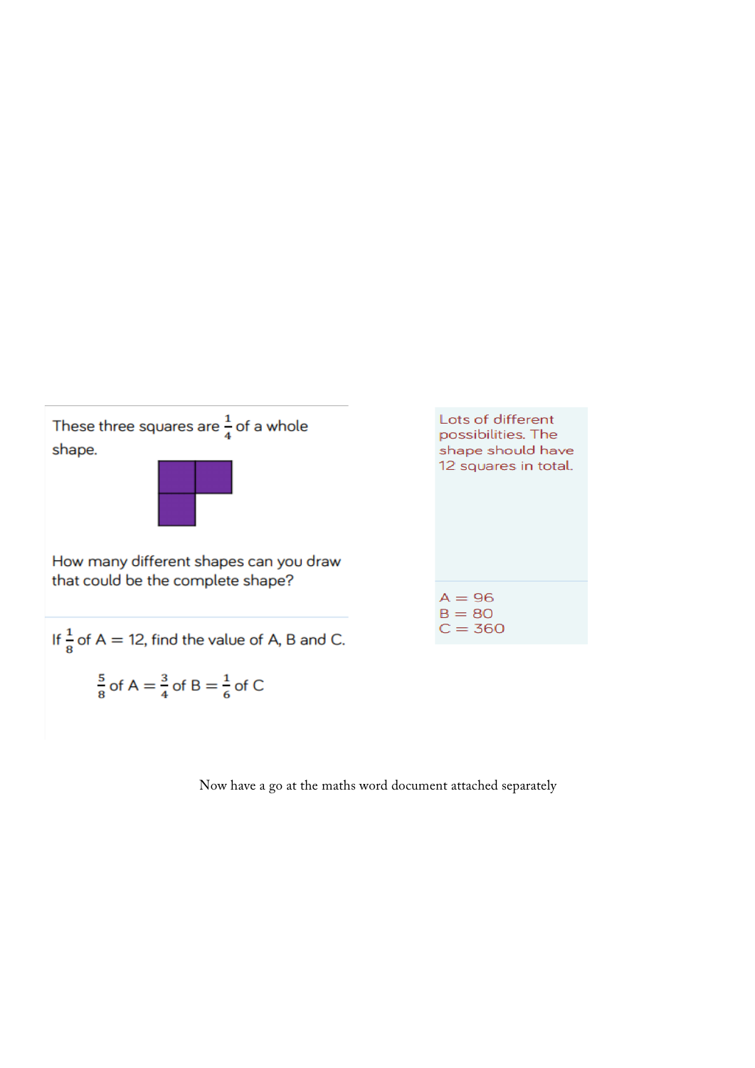| Question | Answer |
| --- | --- |
| These three squares are $\frac{1}{4}$ of a whole shape. How many different shapes can you draw that could be the complete shape? | Lots of different possibilities. The shape should have 12 squares in total. |
| If $\frac{1}{8}$ of A = 12, find the value of A, B and C. $\frac{5}{8}$ of A = $\frac{3}{4}$ of B = $\frac{1}{6}$ of C | A = 96<br>B = 80<br>C = 360 |

Now have a go at the maths word document attached separately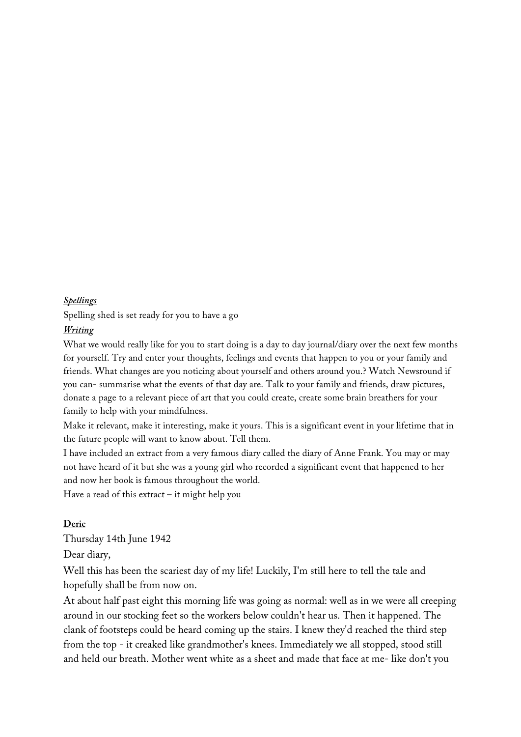***Spellings***

Spelling shed is set ready for you to have a go

***Writing***

What we would really like for you to start doing is a day to day journal/diary over the next few months for yourself. Try and enter your thoughts, feelings and events that happen to you or your family and friends. What changes are you noticing about yourself and others around you.? Watch Newsround if you can- summarise what the events of that day are. Talk to your family and friends, draw pictures, donate a page to a relevant piece of art that you could create, create some brain breathers for your family to help with your mindfulness.

Make it relevant, make it interesting, make it yours. This is a significant event in your lifetime that in the future people will want to know about. Tell them.

I have included an extract from a very famous diary called the diary of Anne Frank. You may or may not have heard of it but she was a young girl who recorded a significant event that happened to her and now her book is famous throughout the world.

Have a read of this extract – it might help you

**Deric**

Thursday 14th June 1942

Dear diary,

Well this has been the scariest day of my life! Luckily, I'm still here to tell the tale and hopefully shall be from now on.

At about half past eight this morning life was going as normal: well as in we were all creeping around in our stocking feet so the workers below couldn't hear us. Then it happened. The clank of footsteps could be heard coming up the stairs. I knew they'd reached the third step from the top - it creaked like grandmother's knees. Immediately we all stopped, stood still and held our breath. Mother went white as a sheet and made that face at me- like don't you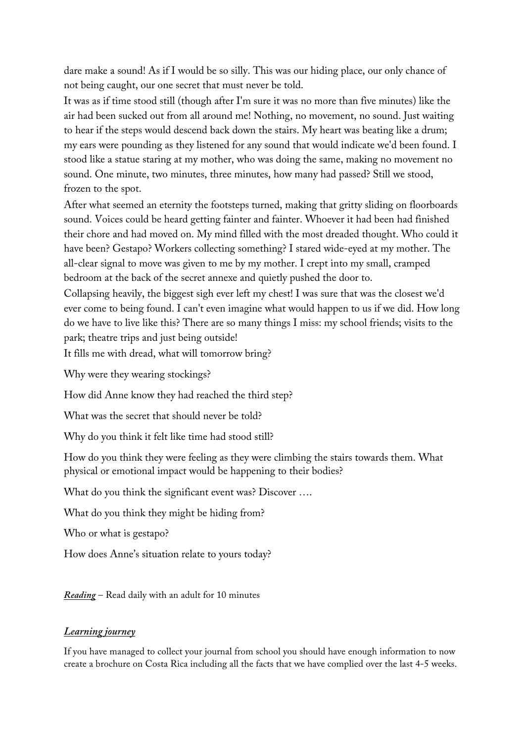dare make a sound! As if I would be so silly. This was our hiding place, our only chance of not being caught, our one secret that must never be told.

It was as if time stood still (though after I'm sure it was no more than five minutes) like the air had been sucked out from all around me! Nothing, no movement, no sound. Just waiting to hear if the steps would descend back down the stairs. My heart was beating like a drum; my ears were pounding as they listened for any sound that would indicate we'd been found. I stood like a statue staring at my mother, who was doing the same, making no movement no sound. One minute, two minutes, three minutes, how many had passed? Still we stood, frozen to the spot.

After what seemed an eternity the footsteps turned, making that gritty sliding on floorboards sound. Voices could be heard getting fainter and fainter. Whoever it had been had finished their chore and had moved on. My mind filled with the most dreaded thought. Who could it have been? Gestapo? Workers collecting something? I stared wide-eyed at my mother. The all-clear signal to move was given to me by my mother. I crept into my small, cramped bedroom at the back of the secret annexe and quietly pushed the door to.

Collapsing heavily, the biggest sigh ever left my chest! I was sure that was the closest we'd ever come to being found. I can't even imagine what would happen to us if we did. How long do we have to live like this? There are so many things I miss: my school friends; visits to the park; theatre trips and just being outside!

It fills me with dread, what will tomorrow bring?

Why were they wearing stockings?

How did Anne know they had reached the third step?

What was the secret that should never be told?

Why do you think it felt like time had stood still?

How do you think they were feeling as they were climbing the stairs towards them. What physical or emotional impact would be happening to their bodies?

What do you think the significant event was? Discover ….

What do you think they might be hiding from?

Who or what is gestapo?

How does Anne's situation relate to yours today?

***Reading*** – Read daily with an adult for 10 minutes

***Learning journey***

If you have managed to collect your journal from school you should have enough information to now create a brochure on Costa Rica including all the facts that we have complied over the last 4-5 weeks.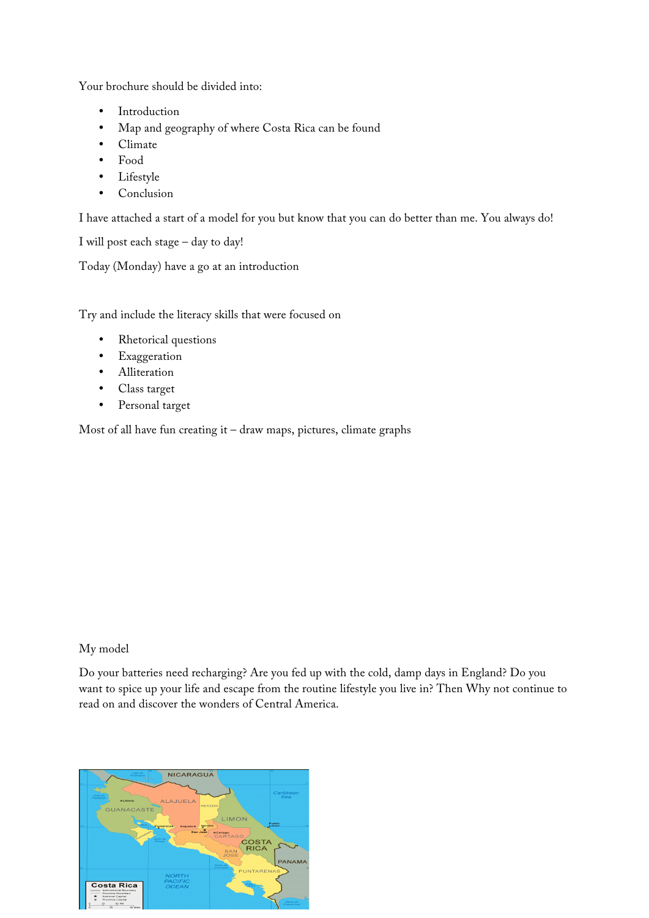Your brochure should be divided into:

- Introduction
- Map and geography of where Costa Rica can be found
- Climate
- Food
- Lifestyle
- Conclusion

I have attached a start of a model for you but know that you can do better than me. You always do!

I will post each stage – day to day!

Today (Monday) have a go at an introduction

Try and include the literacy skills that were focused on

- Rhetorical questions
- Exaggeration
- Alliteration
- Class target
- Personal target

Most of all have fun creating it – draw maps, pictures, climate graphs

My model

Do your batteries need recharging? Are you fed up with the cold, damp days in England? Do you want to spice up your life and escape from the routine lifestyle you live in? Then Why not continue to read on and discover the wonders of Central America.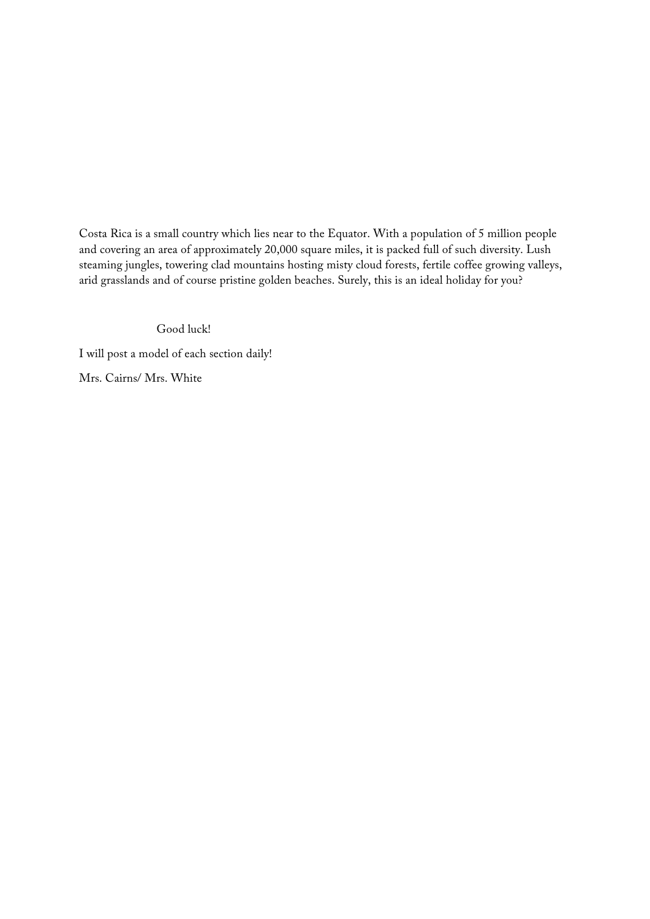Costa Rica is a small country which lies near to the Equator. With a population of 5 million people and covering an area of approximately 20,000 square miles, it is packed full of such diversity. Lush steaming jungles, towering clad mountains hosting misty cloud forests, fertile coffee growing valleys, arid grasslands and of course pristine golden beaches. Surely, this is an ideal holiday for you?

Good luck!

I will post a model of each section daily!

Mrs. Cairns/ Mrs. White